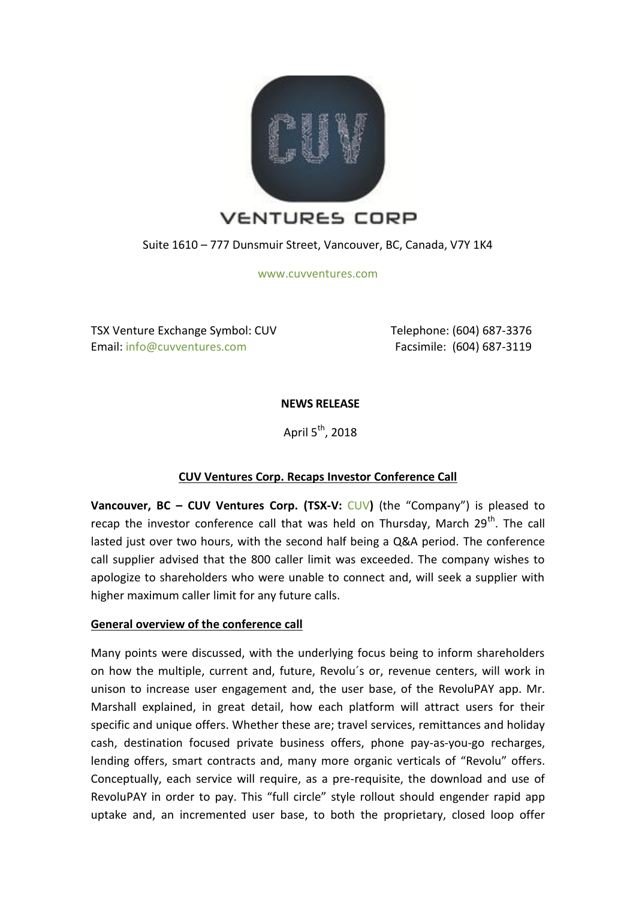VENTURES CORP

Suite 1610 – 777 Dunsmuir Street, Vancouver, BC, Canada, V7Y 1K4

www.cuvventures.com

TSX Venture Exchange Symbol: CUV
Email: info@cuvventures.com

Telephone: (604) 687-3376
Facsimile: (604) 687-3119

**NEWS RELEASE**

April 5th, 2018

## CUV Ventures Corp. Recaps Investor Conference Call

**Vancouver, BC – CUV Ventures Corp. (TSX-V: CUV)** (the "Company") is pleased to recap the investor conference call that was held on Thursday, March 29th. The call lasted just over two hours, with the second half being a Q&A period. The conference call supplier advised that the 800 caller limit was exceeded. The company wishes to apologize to shareholders who were unable to connect and, will seek a supplier with higher maximum caller limit for any future calls.

### General overview of the conference call

Many points were discussed, with the underlying focus being to inform shareholders on how the multiple, current and, future, Revolu´s or, revenue centers, will work in unison to increase user engagement and, the user base, of the RevoluPAY app. Mr. Marshall explained, in great detail, how each platform will attract users for their specific and unique offers. Whether these are; travel services, remittances and holiday cash, destination focused private business offers, phone pay-as-you-go recharges, lending offers, smart contracts and, many more organic verticals of "Revolu" offers. Conceptually, each service will require, as a pre-requisite, the download and use of RevoluPAY in order to pay. This "full circle" style rollout should engender rapid app uptake and, an incremented user base, to both the proprietary, closed loop offer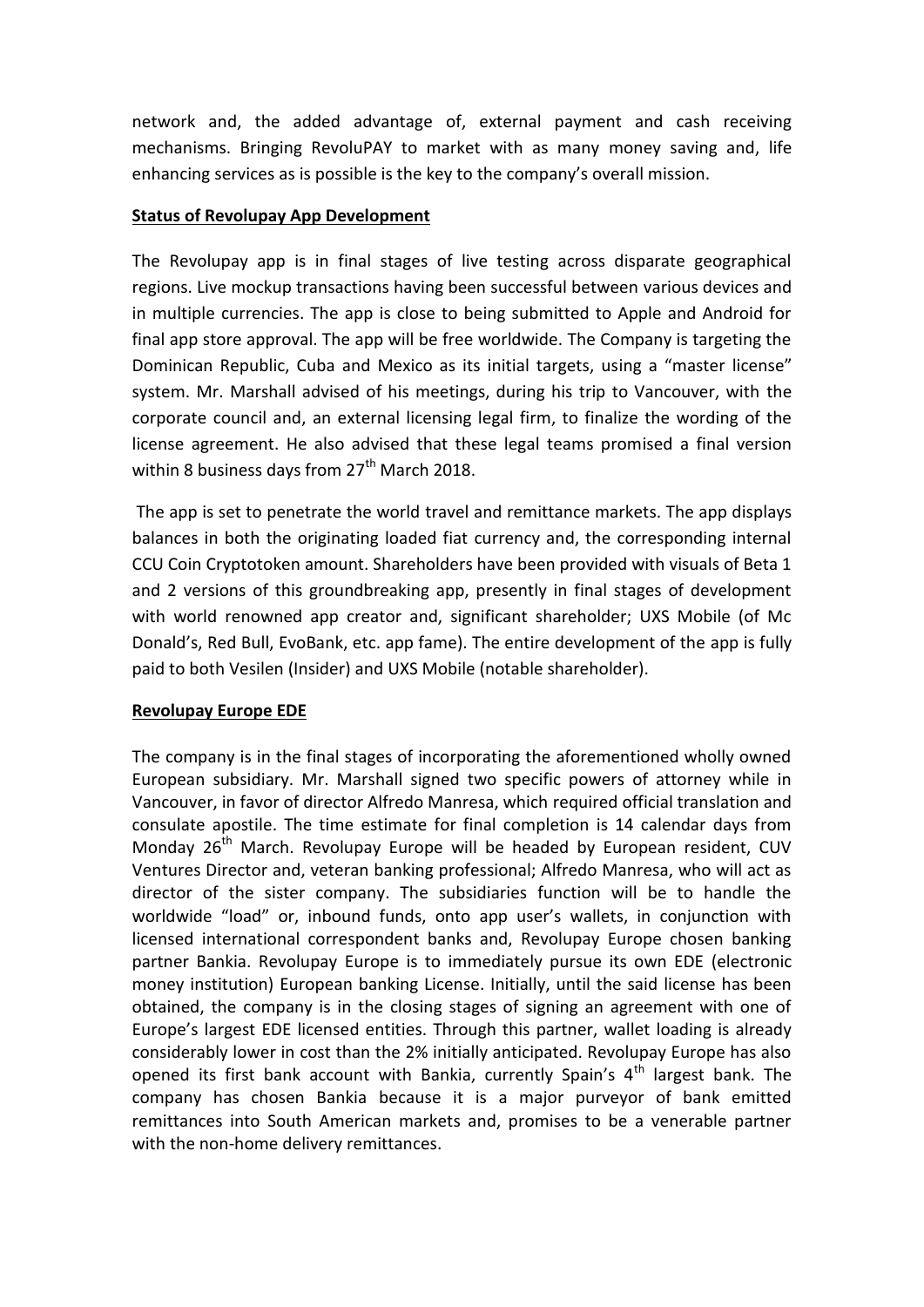network and, the added advantage of, external payment and cash receiving mechanisms. Bringing RevoluPAY to market with as many money saving and, life enhancing services as is possible is the key to the company's overall mission.

**Status of Revolupay App Development**

The Revolupay app is in final stages of live testing across disparate geographical regions. Live mockup transactions having been successful between various devices and in multiple currencies. The app is close to being submitted to Apple and Android for final app store approval. The app will be free worldwide. The Company is targeting the Dominican Republic, Cuba and Mexico as its initial targets, using a "master license" system. Mr. Marshall advised of his meetings, during his trip to Vancouver, with the corporate council and, an external licensing legal firm, to finalize the wording of the license agreement. He also advised that these legal teams promised a final version within 8 business days from 27th March 2018.

The app is set to penetrate the world travel and remittance markets. The app displays balances in both the originating loaded fiat currency and, the corresponding internal CCU Coin Cryptotoken amount. Shareholders have been provided with visuals of Beta 1 and 2 versions of this groundbreaking app, presently in final stages of development with world renowned app creator and, significant shareholder; UXS Mobile (of Mc Donald's, Red Bull, EvoBank, etc. app fame). The entire development of the app is fully paid to both Vesilen (Insider) and UXS Mobile (notable shareholder).

**Revolupay Europe EDE**

The company is in the final stages of incorporating the aforementioned wholly owned European subsidiary. Mr. Marshall signed two specific powers of attorney while in Vancouver, in favor of director Alfredo Manresa, which required official translation and consulate apostile. The time estimate for final completion is 14 calendar days from Monday 26th March. Revolupay Europe will be headed by European resident, CUV Ventures Director and, veteran banking professional; Alfredo Manresa, who will act as director of the sister company. The subsidiaries function will be to handle the worldwide "load" or, inbound funds, onto app user's wallets, in conjunction with licensed international correspondent banks and, Revolupay Europe chosen banking partner Bankia. Revolupay Europe is to immediately pursue its own EDE (electronic money institution) European banking License. Initially, until the said license has been obtained, the company is in the closing stages of signing an agreement with one of Europe's largest EDE licensed entities. Through this partner, wallet loading is already considerably lower in cost than the 2% initially anticipated. Revolupay Europe has also opened its first bank account with Bankia, currently Spain's 4th largest bank. The company has chosen Bankia because it is a major purveyor of bank emitted remittances into South American markets and, promises to be a venerable partner with the non-home delivery remittances.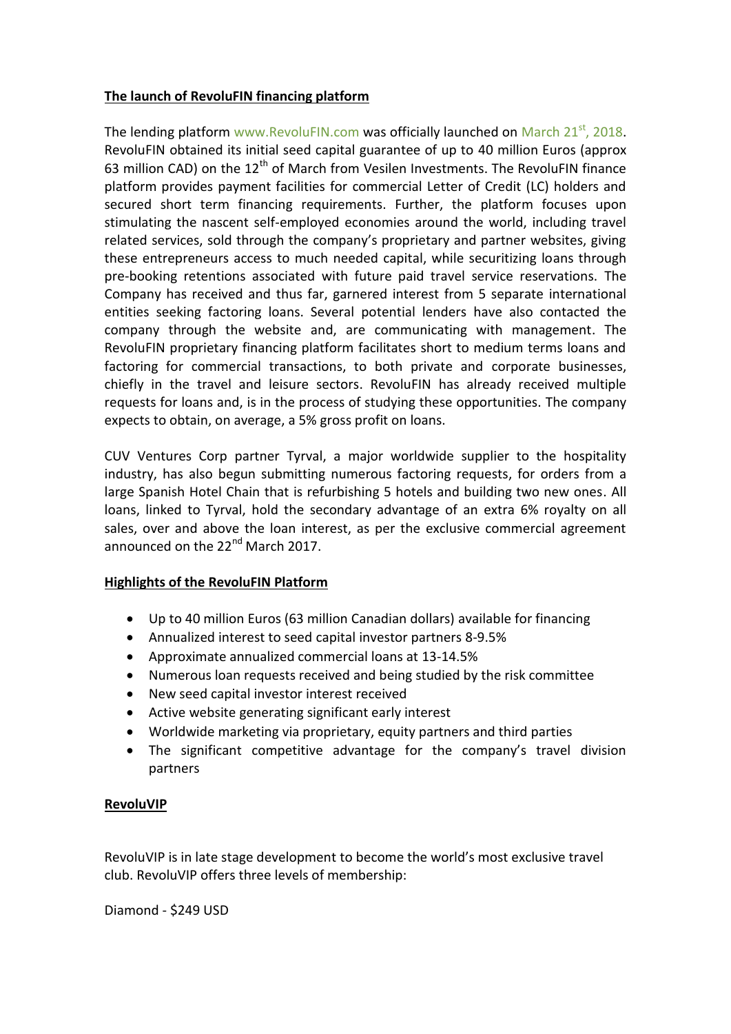**The launch of RevoluFIN financing platform**

The lending platform www.RevoluFIN.com was officially launched on March 21st, 2018. RevoluFIN obtained its initial seed capital guarantee of up to 40 million Euros (approx 63 million CAD) on the 12th of March from Vesilen Investments. The RevoluFIN finance platform provides payment facilities for commercial Letter of Credit (LC) holders and secured short term financing requirements. Further, the platform focuses upon stimulating the nascent self-employed economies around the world, including travel related services, sold through the company's proprietary and partner websites, giving these entrepreneurs access to much needed capital, while securitizing loans through pre-booking retentions associated with future paid travel service reservations. The Company has received and thus far, garnered interest from 5 separate international entities seeking factoring loans. Several potential lenders have also contacted the company through the website and, are communicating with management. The RevoluFIN proprietary financing platform facilitates short to medium terms loans and factoring for commercial transactions, to both private and corporate businesses, chiefly in the travel and leisure sectors. RevoluFIN has already received multiple requests for loans and, is in the process of studying these opportunities. The company expects to obtain, on average, a 5% gross profit on loans.

CUV Ventures Corp partner Tyrval, a major worldwide supplier to the hospitality industry, has also begun submitting numerous factoring requests, for orders from a large Spanish Hotel Chain that is refurbishing 5 hotels and building two new ones. All loans, linked to Tyrval, hold the secondary advantage of an extra 6% royalty on all sales, over and above the loan interest, as per the exclusive commercial agreement announced on the 22nd March 2017.

**Highlights of the RevoluFIN Platform**

- Up to 40 million Euros (63 million Canadian dollars) available for financing
- Annualized interest to seed capital investor partners 8-9.5%
- Approximate annualized commercial loans at 13-14.5%
- Numerous loan requests received and being studied by the risk committee
- New seed capital investor interest received
- Active website generating significant early interest
- Worldwide marketing via proprietary, equity partners and third parties
- The significant competitive advantage for the company's travel division partners

**RevoluVIP**

RevoluVIP is in late stage development to become the world's most exclusive travel club. RevoluVIP offers three levels of membership:

Diamond - $249 USD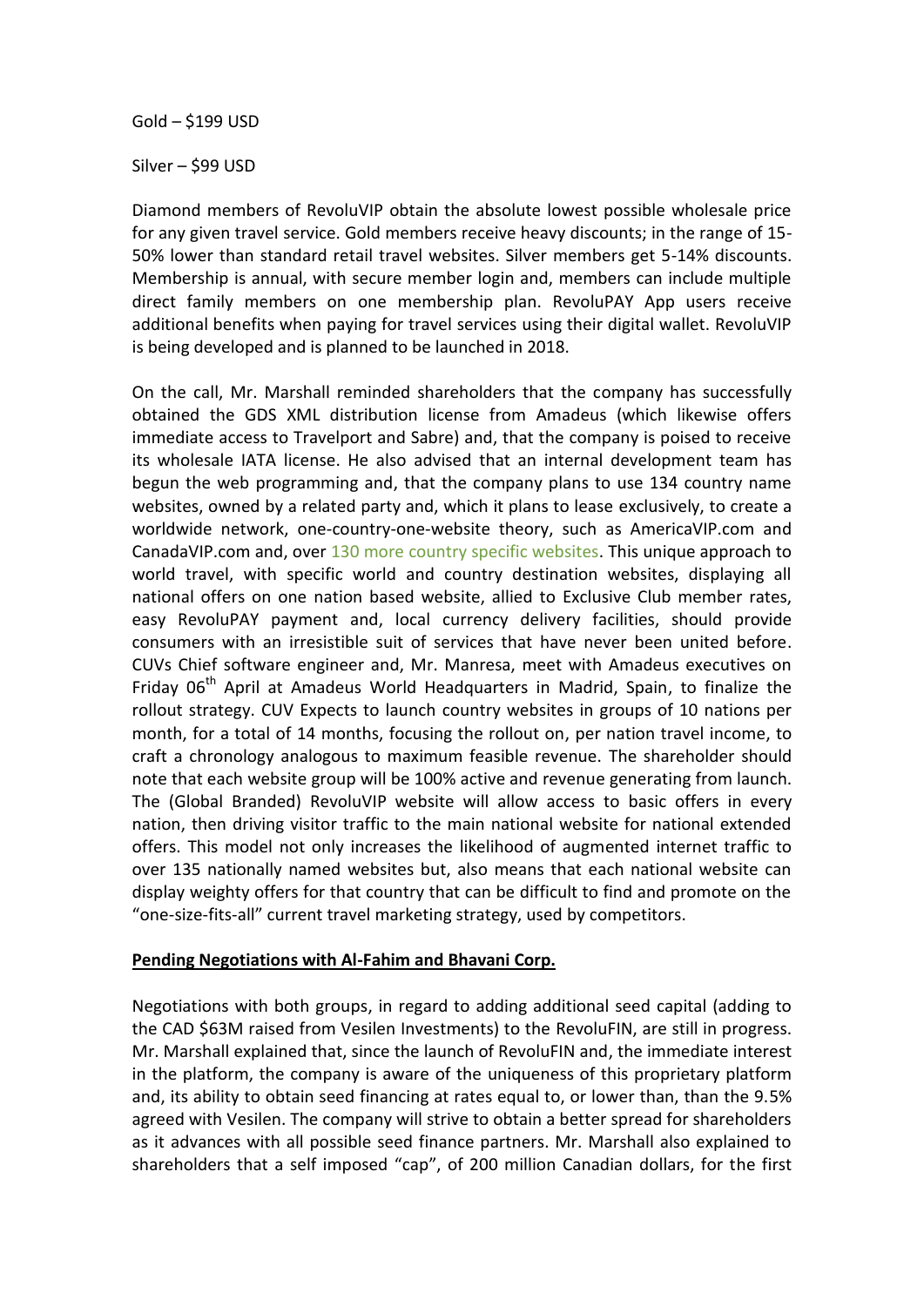Gold – $199 USD

Silver – $99 USD

Diamond members of RevoluVIP obtain the absolute lowest possible wholesale price for any given travel service. Gold members receive heavy discounts; in the range of 15-50% lower than standard retail travel websites. Silver members get 5-14% discounts. Membership is annual, with secure member login and, members can include multiple direct family members on one membership plan. RevoluPAY App users receive additional benefits when paying for travel services using their digital wallet. RevoluVIP is being developed and is planned to be launched in 2018.

On the call, Mr. Marshall reminded shareholders that the company has successfully obtained the GDS XML distribution license from Amadeus (which likewise offers immediate access to Travelport and Sabre) and, that the company is poised to receive its wholesale IATA license. He also advised that an internal development team has begun the web programming and, that the company plans to use 134 country name websites, owned by a related party and, which it plans to lease exclusively, to create a worldwide network, one-country-one-website theory, such as AmericaVIP.com and CanadaVIP.com and, over 130 more country specific websites. This unique approach to world travel, with specific world and country destination websites, displaying all national offers on one nation based website, allied to Exclusive Club member rates, easy RevoluPAY payment and, local currency delivery facilities, should provide consumers with an irresistible suit of services that have never been united before. CUVs Chief software engineer and, Mr. Manresa, meet with Amadeus executives on Friday 06th April at Amadeus World Headquarters in Madrid, Spain, to finalize the rollout strategy. CUV Expects to launch country websites in groups of 10 nations per month, for a total of 14 months, focusing the rollout on, per nation travel income, to craft a chronology analogous to maximum feasible revenue. The shareholder should note that each website group will be 100% active and revenue generating from launch. The (Global Branded) RevoluVIP website will allow access to basic offers in every nation, then driving visitor traffic to the main national website for national extended offers. This model not only increases the likelihood of augmented internet traffic to over 135 nationally named websites but, also means that each national website can display weighty offers for that country that can be difficult to find and promote on the "one-size-fits-all" current travel marketing strategy, used by competitors.

**Pending Negotiations with Al-Fahim and Bhavani Corp.**

Negotiations with both groups, in regard to adding additional seed capital (adding to the CAD $63M raised from Vesilen Investments) to the RevoluFIN, are still in progress. Mr. Marshall explained that, since the launch of RevoluFIN and, the immediate interest in the platform, the company is aware of the uniqueness of this proprietary platform and, its ability to obtain seed financing at rates equal to, or lower than, than the 9.5% agreed with Vesilen. The company will strive to obtain a better spread for shareholders as it advances with all possible seed finance partners. Mr. Marshall also explained to shareholders that a self imposed "cap", of 200 million Canadian dollars, for the first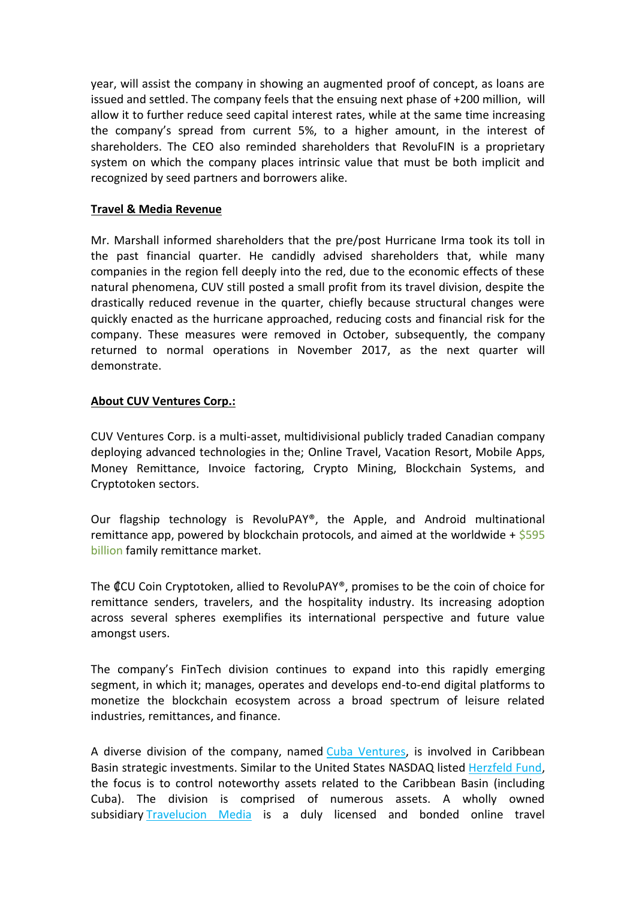year, will assist the company in showing an augmented proof of concept, as loans are issued and settled. The company feels that the ensuing next phase of +200 million, will allow it to further reduce seed capital interest rates, while at the same time increasing the company's spread from current 5%, to a higher amount, in the interest of shareholders. The CEO also reminded shareholders that RevoluFIN is a proprietary system on which the company places intrinsic value that must be both implicit and recognized by seed partners and borrowers alike.

**Travel & Media Revenue**

Mr. Marshall informed shareholders that the pre/post Hurricane Irma took its toll in the past financial quarter. He candidly advised shareholders that, while many companies in the region fell deeply into the red, due to the economic effects of these natural phenomena, CUV still posted a small profit from its travel division, despite the drastically reduced revenue in the quarter, chiefly because structural changes were quickly enacted as the hurricane approached, reducing costs and financial risk for the company. These measures were removed in October, subsequently, the company returned to normal operations in November 2017, as the next quarter will demonstrate.

**About CUV Ventures Corp.:**

CUV Ventures Corp. is a multi-asset, multidivisional publicly traded Canadian company deploying advanced technologies in the; Online Travel, Vacation Resort, Mobile Apps, Money Remittance, Invoice factoring, Crypto Mining, Blockchain Systems, and Cryptotoken sectors.

Our flagship technology is RevoluPAY®, the Apple, and Android multinational remittance app, powered by blockchain protocols, and aimed at the worldwide + $595 billion family remittance market.

The ₵CU Coin Cryptotoken, allied to RevoluPAY®, promises to be the coin of choice for remittance senders, travelers, and the hospitality industry. Its increasing adoption across several spheres exemplifies its international perspective and future value amongst users.

The company's FinTech division continues to expand into this rapidly emerging segment, in which it; manages, operates and develops end-to-end digital platforms to monetize the blockchain ecosystem across a broad spectrum of leisure related industries, remittances, and finance.

A diverse division of the company, named Cuba Ventures, is involved in Caribbean Basin strategic investments. Similar to the United States NASDAQ listed Herzfeld Fund, the focus is to control noteworthy assets related to the Caribbean Basin (including Cuba). The division is comprised of numerous assets. A wholly owned subsidiary Travelucion Media is a duly licensed and bonded online travel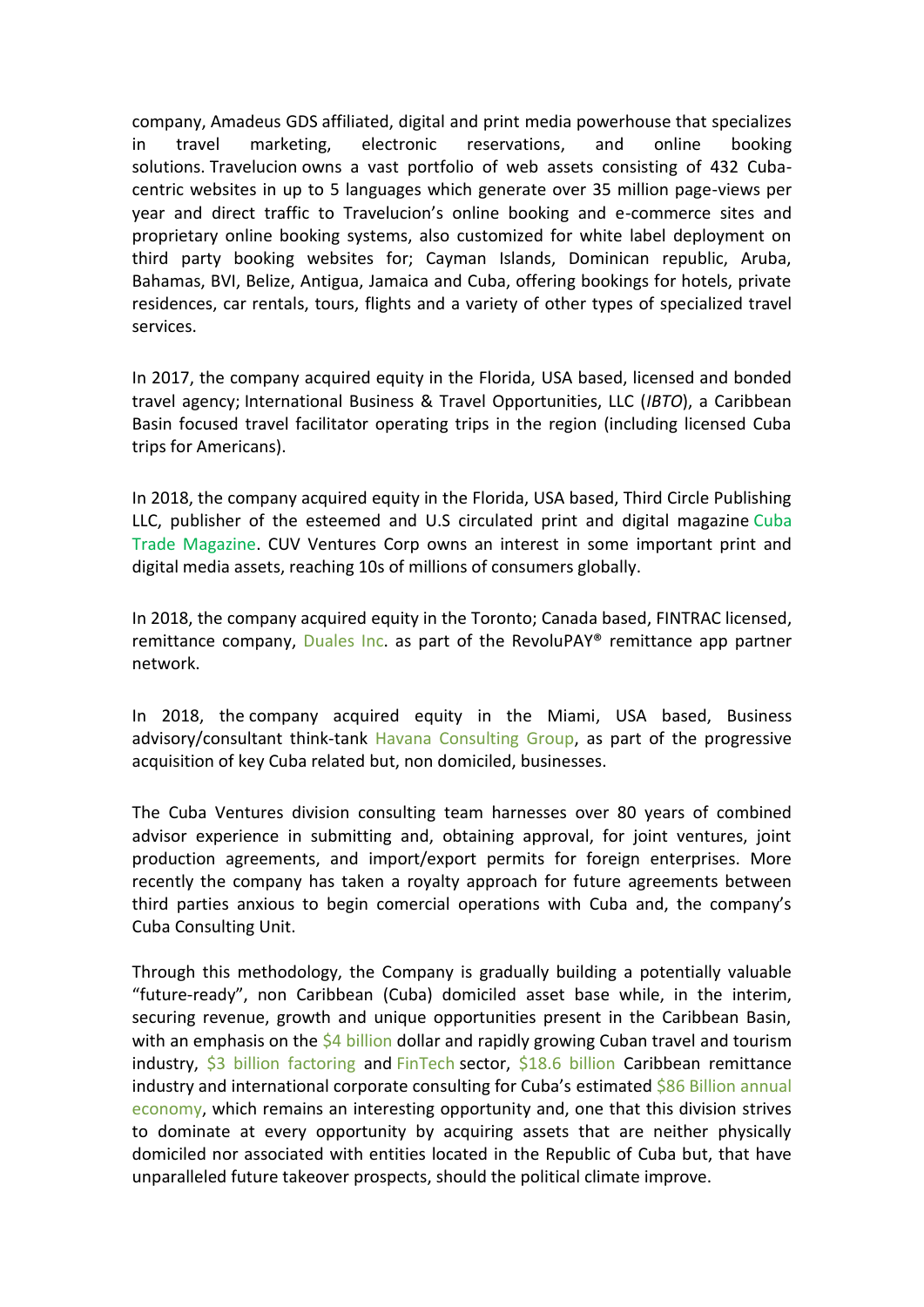company, Amadeus GDS affiliated, digital and print media powerhouse that specializes in travel marketing, electronic reservations, and online booking solutions. Travelucion owns a vast portfolio of web assets consisting of 432 Cuba-centric websites in up to 5 languages which generate over 35 million page-views per year and direct traffic to Travelucion's online booking and e-commerce sites and proprietary online booking systems, also customized for white label deployment on third party booking websites for; Cayman Islands, Dominican republic, Aruba, Bahamas, BVI, Belize, Antigua, Jamaica and Cuba, offering bookings for hotels, private residences, car rentals, tours, flights and a variety of other types of specialized travel services.

In 2017, the company acquired equity in the Florida, USA based, licensed and bonded travel agency; International Business & Travel Opportunities, LLC (*IBTO*), a Caribbean Basin focused travel facilitator operating trips in the region (including licensed Cuba trips for Americans).

In 2018, the company acquired equity in the Florida, USA based, Third Circle Publishing LLC, publisher of the esteemed and U.S circulated print and digital magazine Cuba Trade Magazine. CUV Ventures Corp owns an interest in some important print and digital media assets, reaching 10s of millions of consumers globally.

In 2018, the company acquired equity in the Toronto; Canada based, FINTRAC licensed, remittance company, Duales Inc. as part of the RevoluPAY® remittance app partner network.

In 2018, the company acquired equity in the Miami, USA based, Business advisory/consultant think-tank Havana Consulting Group, as part of the progressive acquisition of key Cuba related but, non domiciled, businesses.

The Cuba Ventures division consulting team harnesses over 80 years of combined advisor experience in submitting and, obtaining approval, for joint ventures, joint production agreements, and import/export permits for foreign enterprises. More recently the company has taken a royalty approach for future agreements between third parties anxious to begin comercial operations with Cuba and, the company's Cuba Consulting Unit.

Through this methodology, the Company is gradually building a potentially valuable "future-ready", non Caribbean (Cuba) domiciled asset base while, in the interim, securing revenue, growth and unique opportunities present in the Caribbean Basin, with an emphasis on the $4 billion dollar and rapidly growing Cuban travel and tourism industry, $3 billion factoring and FinTech sector, $18.6 billion Caribbean remittance industry and international corporate consulting for Cuba's estimated $86 Billion annual economy, which remains an interesting opportunity and, one that this division strives to dominate at every opportunity by acquiring assets that are neither physically domiciled nor associated with entities located in the Republic of Cuba but, that have unparalleled future takeover prospects, should the political climate improve.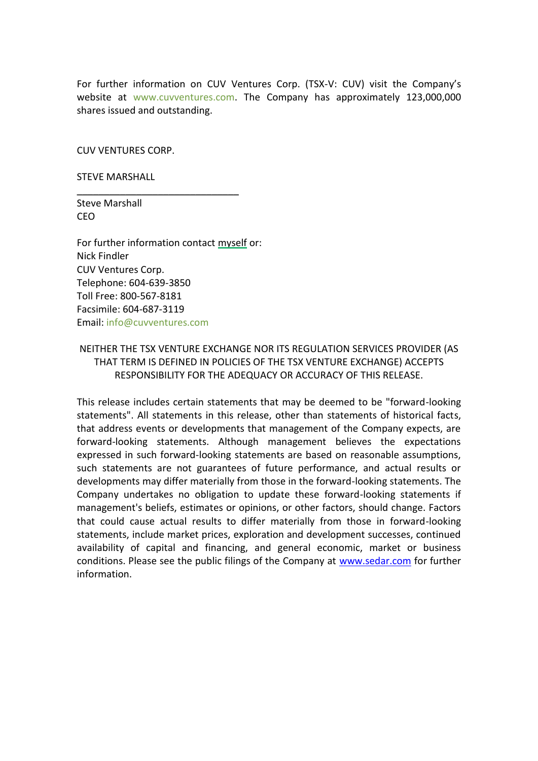For further information on CUV Ventures Corp. (TSX-V: CUV) visit the Company's website at www.cuvventures.com. The Company has approximately 123,000,000 shares issued and outstanding.

CUV VENTURES CORP.

STEVE MARSHALL

______________________________

Steve Marshall
CEO

For further information contact myself or:
Nick Findler
CUV Ventures Corp.
Telephone: 604-639-3850
Toll Free: 800-567-8181
Facsimile: 604-687-3119
Email: info@cuvventures.com

NEITHER THE TSX VENTURE EXCHANGE NOR ITS REGULATION SERVICES PROVIDER (AS THAT TERM IS DEFINED IN POLICIES OF THE TSX VENTURE EXCHANGE) ACCEPTS RESPONSIBILITY FOR THE ADEQUACY OR ACCURACY OF THIS RELEASE.

This release includes certain statements that may be deemed to be "forward-looking statements". All statements in this release, other than statements of historical facts, that address events or developments that management of the Company expects, are forward-looking statements. Although management believes the expectations expressed in such forward-looking statements are based on reasonable assumptions, such statements are not guarantees of future performance, and actual results or developments may differ materially from those in the forward-looking statements. The Company undertakes no obligation to update these forward-looking statements if management's beliefs, estimates or opinions, or other factors, should change. Factors that could cause actual results to differ materially from those in forward-looking statements, include market prices, exploration and development successes, continued availability of capital and financing, and general economic, market or business conditions. Please see the public filings of the Company at www.sedar.com for further information.